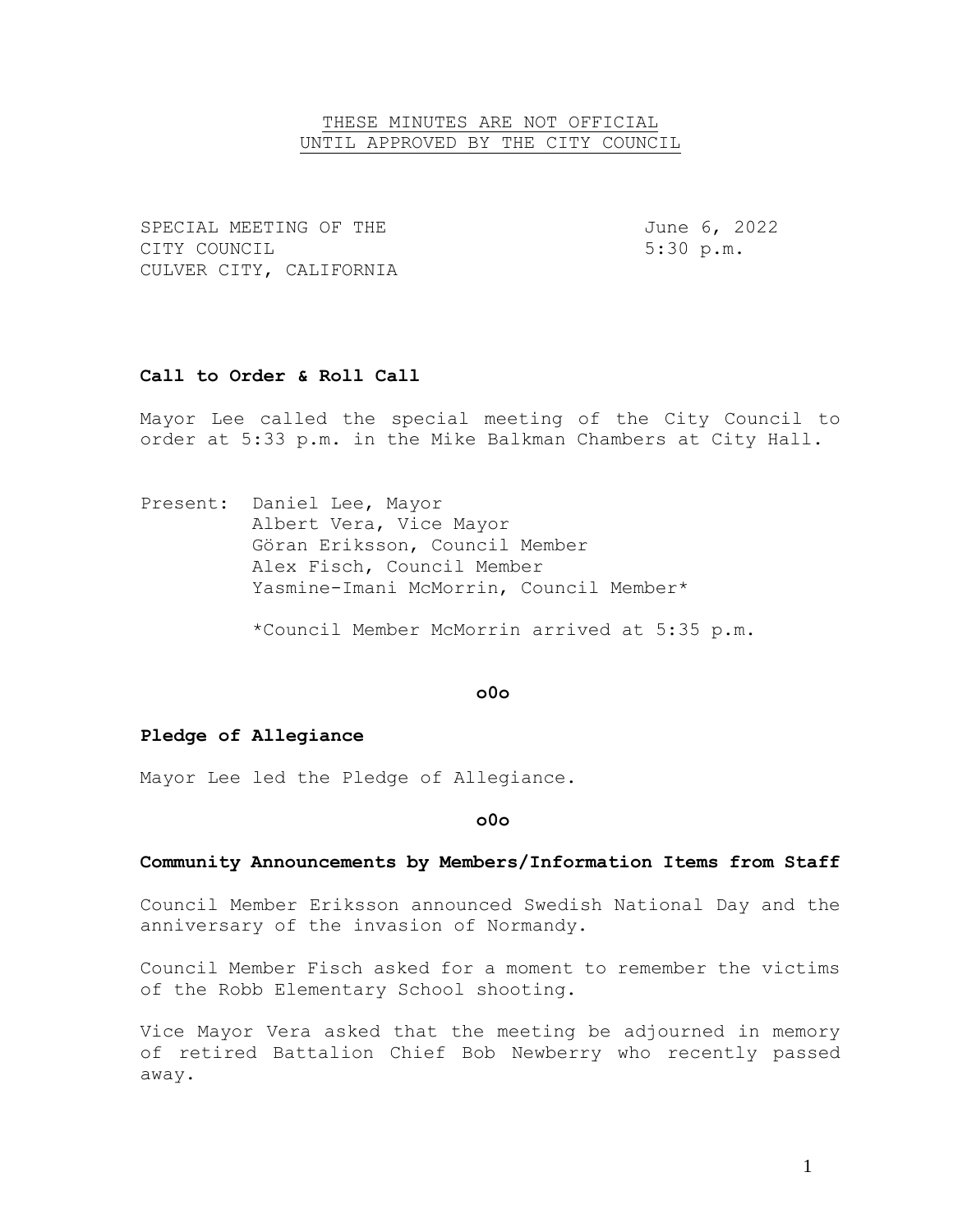THESE MINUTES ARE NOT OFFICIAL
UNTIL APPROVED BY THE CITY COUNCIL

SPECIAL MEETING OF THE
CITY COUNCIL
CULVER CITY, CALIFORNIA

June 6, 2022
5:30 p.m.

**Call to Order & Roll Call**

Mayor Lee called the special meeting of the City Council to order at 5:33 p.m. in the Mike Balkman Chambers at City Hall.

Present: Daniel Lee, Mayor
Albert Vera, Vice Mayor
Göran Eriksson, Council Member
Alex Fisch, Council Member
Yasmine-Imani McMorrin, Council Member*

*Council Member McMorrin arrived at 5:35 p.m.

**o0o**

**Pledge of Allegiance**

Mayor Lee led the Pledge of Allegiance.

**o0o**

**Community Announcements by Members/Information Items from Staff**

Council Member Eriksson announced Swedish National Day and the anniversary of the invasion of Normandy.

Council Member Fisch asked for a moment to remember the victims of the Robb Elementary School shooting.

Vice Mayor Vera asked that the meeting be adjourned in memory of retired Battalion Chief Bob Newberry who recently passed away.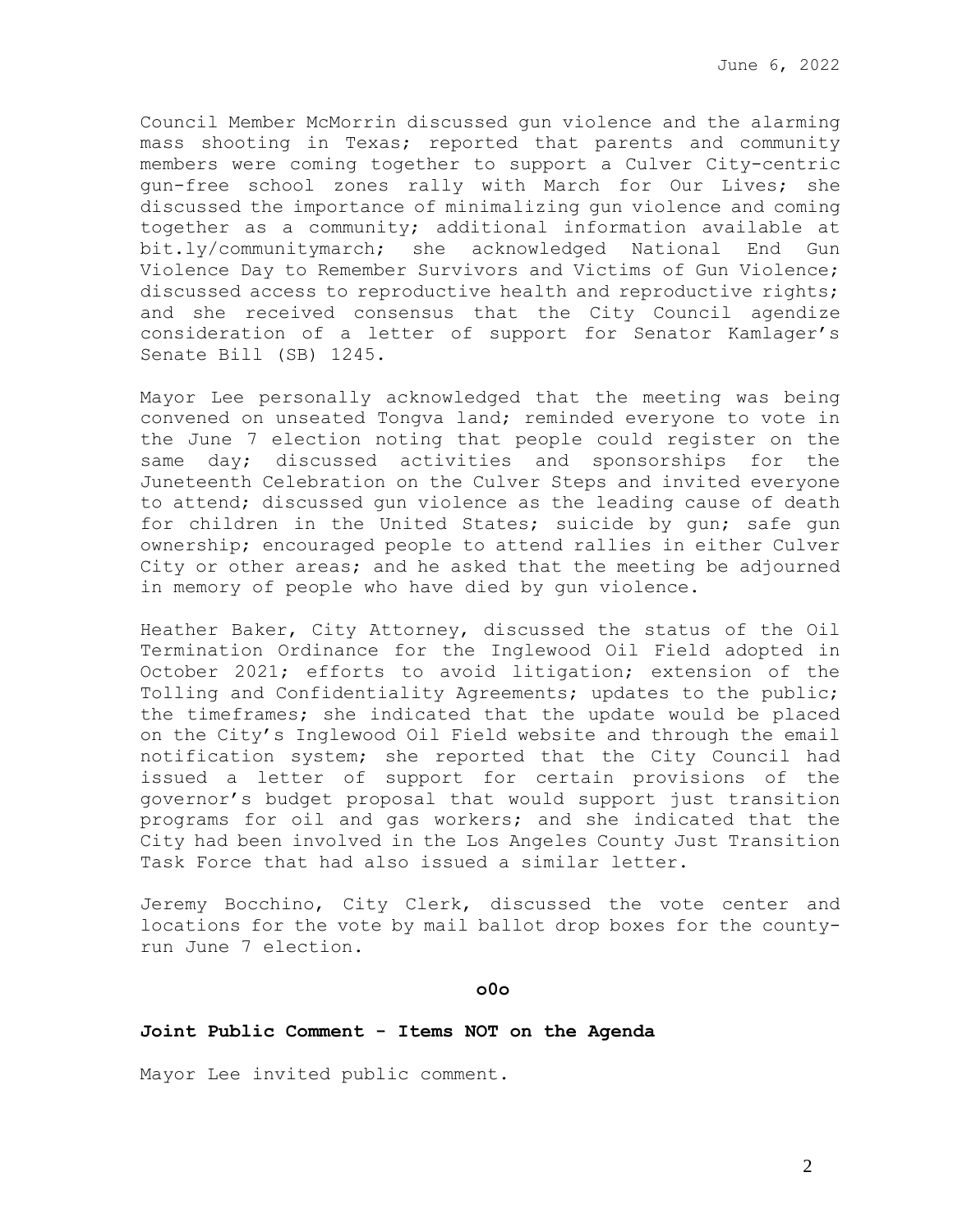Council Member McMorrin discussed gun violence and the alarming mass shooting in Texas; reported that parents and community members were coming together to support a Culver City-centric gun-free school zones rally with March for Our Lives; she discussed the importance of minimalizing gun violence and coming together as a community; additional information available at bit.ly/communitymarch; she acknowledged National End Gun Violence Day to Remember Survivors and Victims of Gun Violence; discussed access to reproductive health and reproductive rights; and she received consensus that the City Council agendize consideration of a letter of support for Senator Kamlager's Senate Bill (SB) 1245.

Mayor Lee personally acknowledged that the meeting was being convened on unseated Tongva land; reminded everyone to vote in the June 7 election noting that people could register on the same day; discussed activities and sponsorships for the Juneteenth Celebration on the Culver Steps and invited everyone to attend; discussed gun violence as the leading cause of death for children in the United States; suicide by gun; safe gun ownership; encouraged people to attend rallies in either Culver City or other areas; and he asked that the meeting be adjourned in memory of people who have died by gun violence.

Heather Baker, City Attorney, discussed the status of the Oil Termination Ordinance for the Inglewood Oil Field adopted in October 2021; efforts to avoid litigation; extension of the Tolling and Confidentiality Agreements; updates to the public; the timeframes; she indicated that the update would be placed on the City's Inglewood Oil Field website and through the email notification system; she reported that the City Council had issued a letter of support for certain provisions of the governor's budget proposal that would support just transition programs for oil and gas workers; and she indicated that the City had been involved in the Los Angeles County Just Transition Task Force that had also issued a similar letter.

Jeremy Bocchino, City Clerk, discussed the vote center and locations for the vote by mail ballot drop boxes for the county-run June 7 election.

**o0o**

**Joint Public Comment - Items NOT on the Agenda**

Mayor Lee invited public comment.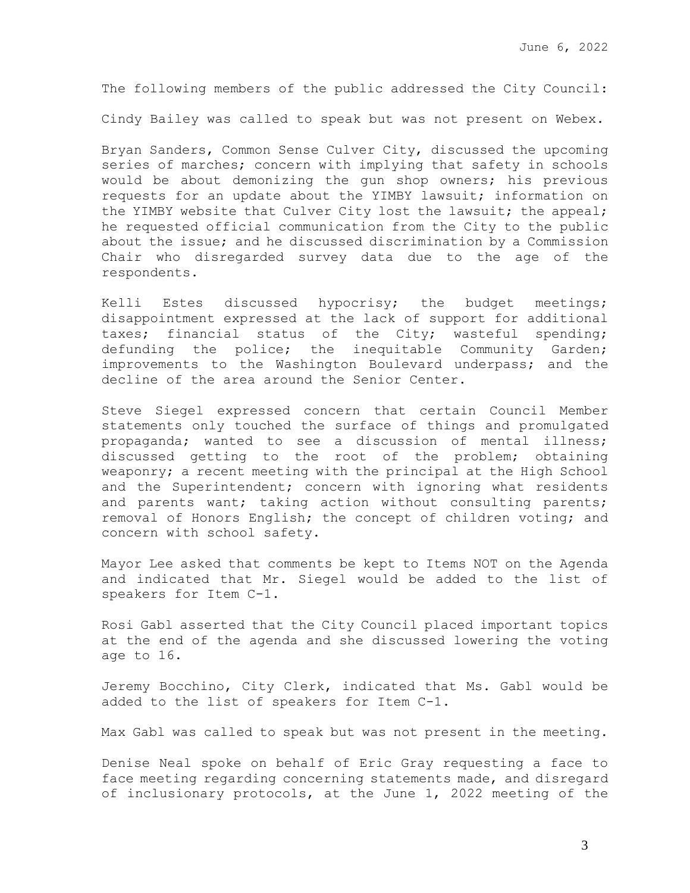The following members of the public addressed the City Council:

Cindy Bailey was called to speak but was not present on Webex.

Bryan Sanders, Common Sense Culver City, discussed the upcoming series of marches; concern with implying that safety in schools would be about demonizing the gun shop owners; his previous requests for an update about the YIMBY lawsuit; information on the YIMBY website that Culver City lost the lawsuit; the appeal; he requested official communication from the City to the public about the issue; and he discussed discrimination by a Commission Chair who disregarded survey data due to the age of the respondents.

Kelli Estes discussed hypocrisy; the budget meetings; disappointment expressed at the lack of support for additional taxes; financial status of the City; wasteful spending; defunding the police; the inequitable Community Garden; improvements to the Washington Boulevard underpass; and the decline of the area around the Senior Center.

Steve Siegel expressed concern that certain Council Member statements only touched the surface of things and promulgated propaganda; wanted to see a discussion of mental illness; discussed getting to the root of the problem; obtaining weaponry; a recent meeting with the principal at the High School and the Superintendent; concern with ignoring what residents and parents want; taking action without consulting parents; removal of Honors English; the concept of children voting; and concern with school safety.

Mayor Lee asked that comments be kept to Items NOT on the Agenda and indicated that Mr. Siegel would be added to the list of speakers for Item C-1.

Rosi Gabl asserted that the City Council placed important topics at the end of the agenda and she discussed lowering the voting age to 16.

Jeremy Bocchino, City Clerk, indicated that Ms. Gabl would be added to the list of speakers for Item C-1.

Max Gabl was called to speak but was not present in the meeting.

Denise Neal spoke on behalf of Eric Gray requesting a face to face meeting regarding concerning statements made, and disregard of inclusionary protocols, at the June 1, 2022 meeting of the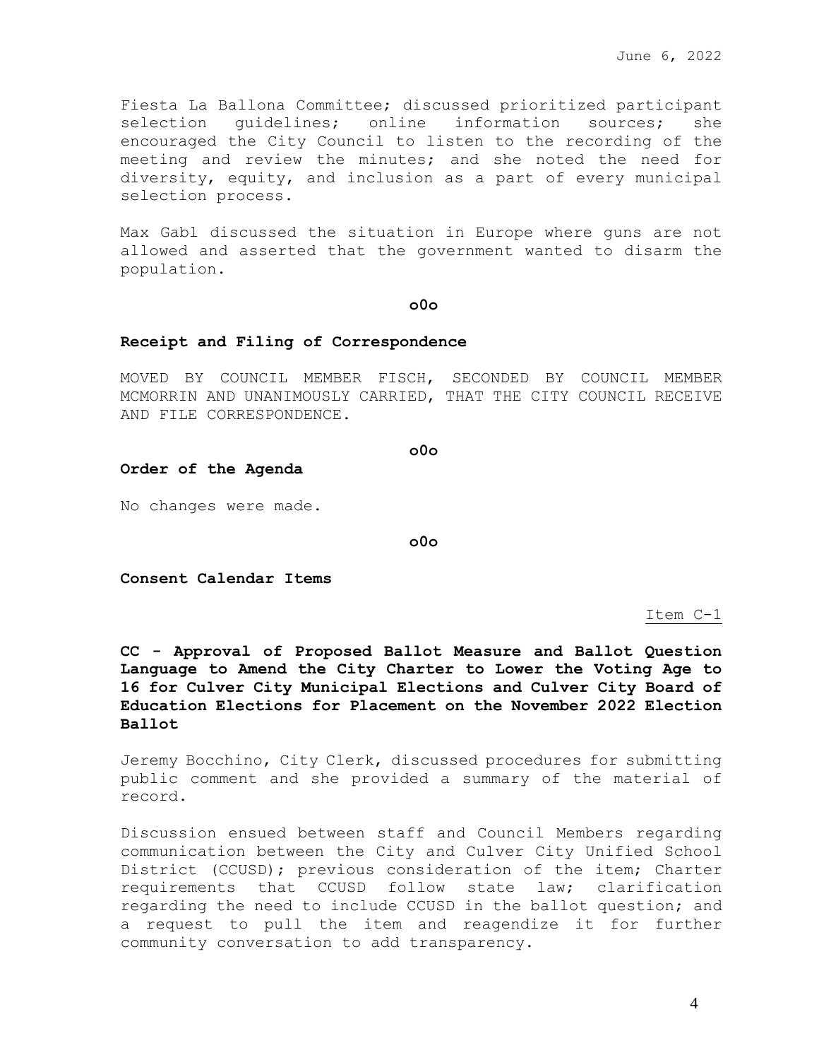Fiesta La Ballona Committee; discussed prioritized participant selection guidelines; online information sources; she encouraged the City Council to listen to the recording of the meeting and review the minutes; and she noted the need for diversity, equity, and inclusion as a part of every municipal selection process.

Max Gabl discussed the situation in Europe where guns are not allowed and asserted that the government wanted to disarm the population.

**o0o**

**Receipt and Filing of Correspondence**

MOVED BY COUNCIL MEMBER FISCH, SECONDED BY COUNCIL MEMBER MCMORRIN AND UNANIMOUSLY CARRIED, THAT THE CITY COUNCIL RECEIVE AND FILE CORRESPONDENCE.

**o0o**

**Order of the Agenda**

No changes were made.

**o0o**

**Consent Calendar Items**

Item C-1

**CC - Approval of Proposed Ballot Measure and Ballot Question Language to Amend the City Charter to Lower the Voting Age to 16 for Culver City Municipal Elections and Culver City Board of Education Elections for Placement on the November 2022 Election Ballot**

Jeremy Bocchino, City Clerk, discussed procedures for submitting public comment and she provided a summary of the material of record.

Discussion ensued between staff and Council Members regarding communication between the City and Culver City Unified School District (CCUSD); previous consideration of the item; Charter requirements that CCUSD follow state law; clarification regarding the need to include CCUSD in the ballot question; and a request to pull the item and reagendize it for further community conversation to add transparency.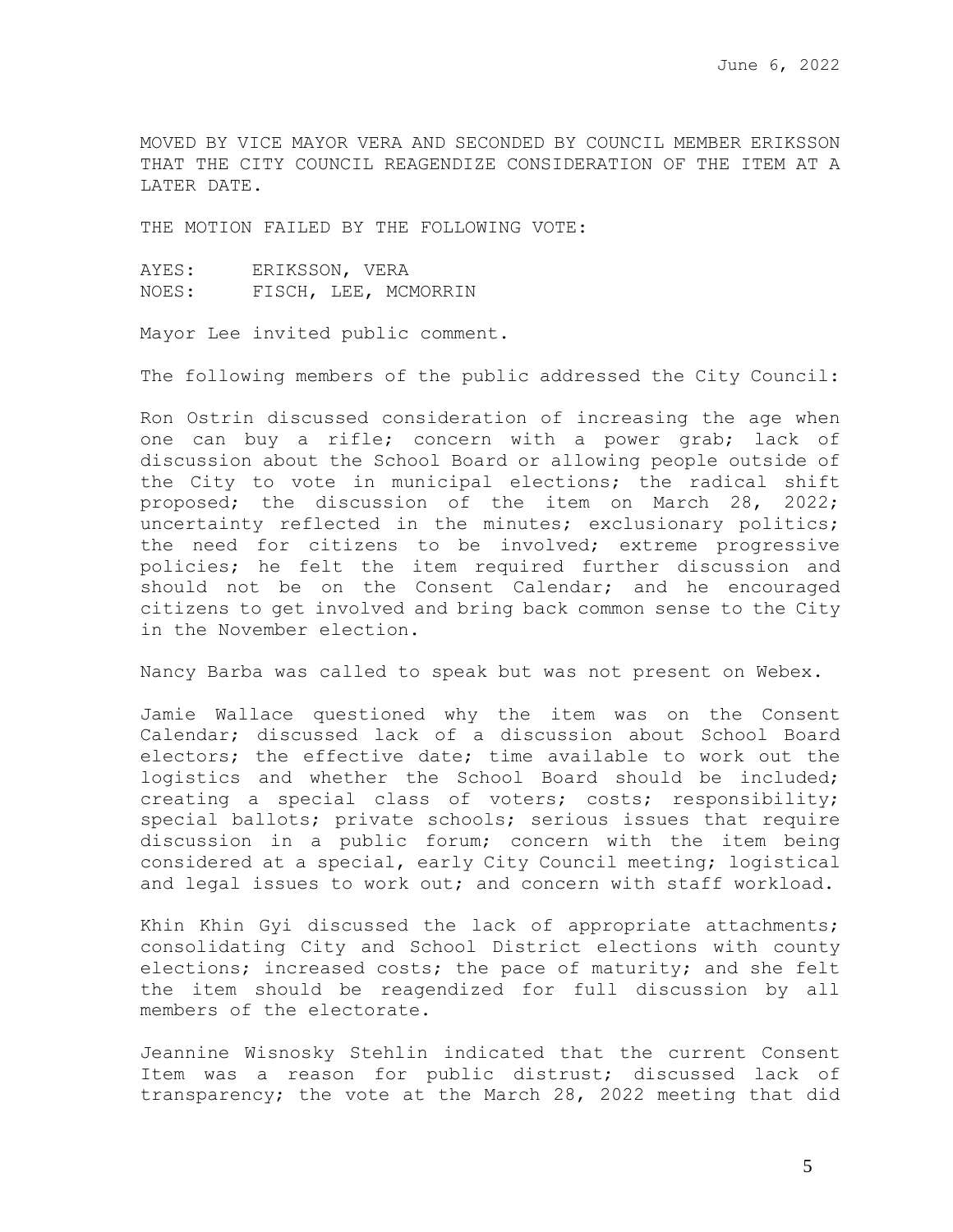MOVED BY VICE MAYOR VERA AND SECONDED BY COUNCIL MEMBER ERIKSSON THAT THE CITY COUNCIL REAGENDIZE CONSIDERATION OF THE ITEM AT A LATER DATE.

THE MOTION FAILED BY THE FOLLOWING VOTE:

AYES: ERIKSSON, VERA
NOES: FISCH, LEE, MCMORRIN

Mayor Lee invited public comment.

The following members of the public addressed the City Council:

Ron Ostrin discussed consideration of increasing the age when one can buy a rifle; concern with a power grab; lack of discussion about the School Board or allowing people outside of the City to vote in municipal elections; the radical shift proposed; the discussion of the item on March 28, 2022; uncertainty reflected in the minutes; exclusionary politics; the need for citizens to be involved; extreme progressive policies; he felt the item required further discussion and should not be on the Consent Calendar; and he encouraged citizens to get involved and bring back common sense to the City in the November election.

Nancy Barba was called to speak but was not present on Webex.

Jamie Wallace questioned why the item was on the Consent Calendar; discussed lack of a discussion about School Board electors; the effective date; time available to work out the logistics and whether the School Board should be included; creating a special class of voters; costs; responsibility; special ballots; private schools; serious issues that require discussion in a public forum; concern with the item being considered at a special, early City Council meeting; logistical and legal issues to work out; and concern with staff workload.

Khin Khin Gyi discussed the lack of appropriate attachments; consolidating City and School District elections with county elections; increased costs; the pace of maturity; and she felt the item should be reagendized for full discussion by all members of the electorate.

Jeannine Wisnosky Stehlin indicated that the current Consent Item was a reason for public distrust; discussed lack of transparency; the vote at the March 28, 2022 meeting that did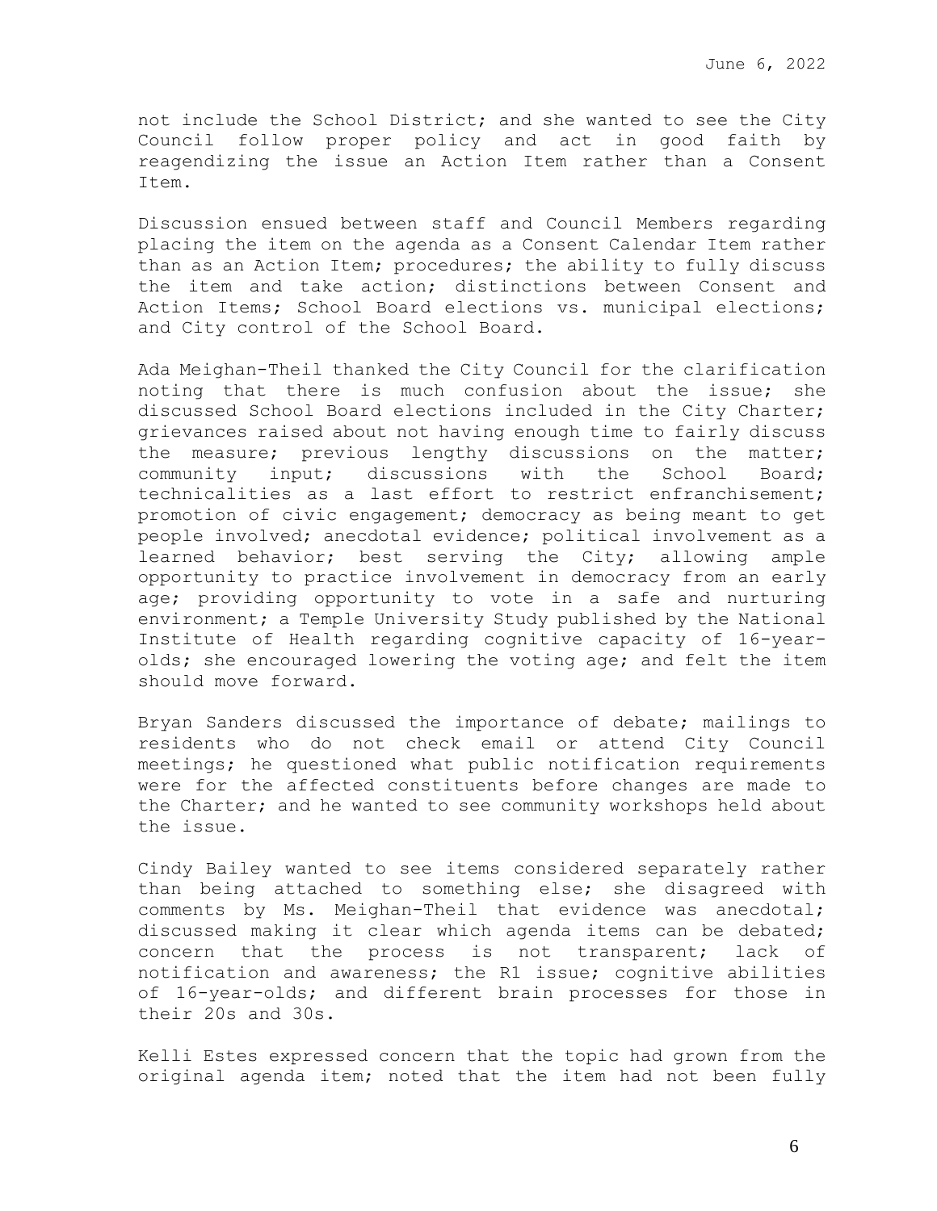not include the School District; and she wanted to see the City Council follow proper policy and act in good faith by reagendizing the issue an Action Item rather than a Consent Item.

Discussion ensued between staff and Council Members regarding placing the item on the agenda as a Consent Calendar Item rather than as an Action Item; procedures; the ability to fully discuss the item and take action; distinctions between Consent and Action Items; School Board elections vs. municipal elections; and City control of the School Board.

Ada Meighan-Theil thanked the City Council for the clarification noting that there is much confusion about the issue; she discussed School Board elections included in the City Charter; grievances raised about not having enough time to fairly discuss the measure; previous lengthy discussions on the matter; community input; discussions with the School Board; technicalities as a last effort to restrict enfranchisement; promotion of civic engagement; democracy as being meant to get people involved; anecdotal evidence; political involvement as a learned behavior; best serving the City; allowing ample opportunity to practice involvement in democracy from an early age; providing opportunity to vote in a safe and nurturing environment; a Temple University Study published by the National Institute of Health regarding cognitive capacity of 16-year-olds; she encouraged lowering the voting age; and felt the item should move forward.

Bryan Sanders discussed the importance of debate; mailings to residents who do not check email or attend City Council meetings; he questioned what public notification requirements were for the affected constituents before changes are made to the Charter; and he wanted to see community workshops held about the issue.

Cindy Bailey wanted to see items considered separately rather than being attached to something else; she disagreed with comments by Ms. Meighan-Theil that evidence was anecdotal; discussed making it clear which agenda items can be debated; concern that the process is not transparent; lack of notification and awareness; the R1 issue; cognitive abilities of 16-year-olds; and different brain processes for those in their 20s and 30s.

Kelli Estes expressed concern that the topic had grown from the original agenda item; noted that the item had not been fully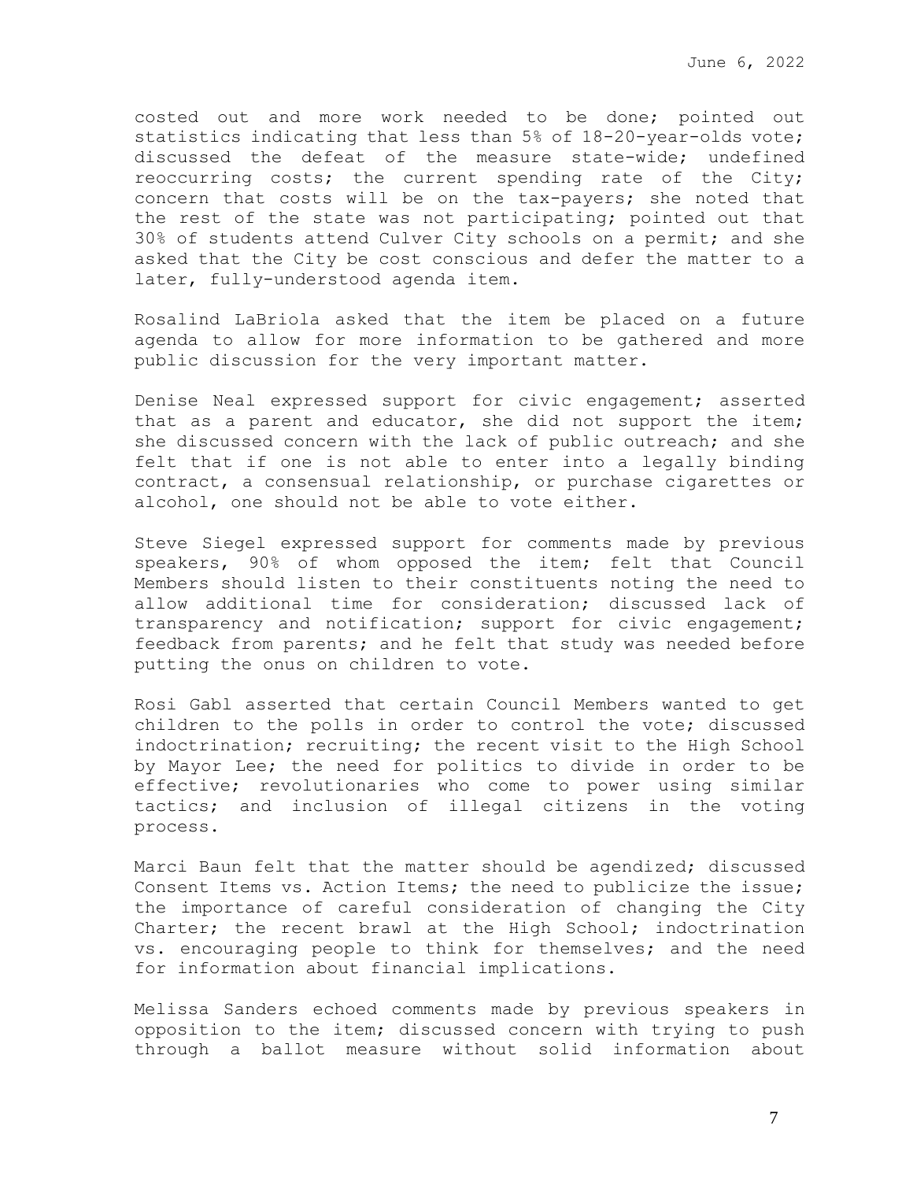costed out and more work needed to be done; pointed out statistics indicating that less than 5% of 18-20-year-olds vote; discussed the defeat of the measure state-wide; undefined reoccurring costs; the current spending rate of the City; concern that costs will be on the tax-payers; she noted that the rest of the state was not participating; pointed out that 30% of students attend Culver City schools on a permit; and she asked that the City be cost conscious and defer the matter to a later, fully-understood agenda item.

Rosalind LaBriola asked that the item be placed on a future agenda to allow for more information to be gathered and more public discussion for the very important matter.

Denise Neal expressed support for civic engagement; asserted that as a parent and educator, she did not support the item; she discussed concern with the lack of public outreach; and she felt that if one is not able to enter into a legally binding contract, a consensual relationship, or purchase cigarettes or alcohol, one should not be able to vote either.

Steve Siegel expressed support for comments made by previous speakers, 90% of whom opposed the item; felt that Council Members should listen to their constituents noting the need to allow additional time for consideration; discussed lack of transparency and notification; support for civic engagement; feedback from parents; and he felt that study was needed before putting the onus on children to vote.

Rosi Gabl asserted that certain Council Members wanted to get children to the polls in order to control the vote; discussed indoctrination; recruiting; the recent visit to the High School by Mayor Lee; the need for politics to divide in order to be effective; revolutionaries who come to power using similar tactics; and inclusion of illegal citizens in the voting process.

Marci Baun felt that the matter should be agendized; discussed Consent Items vs. Action Items; the need to publicize the issue; the importance of careful consideration of changing the City Charter; the recent brawl at the High School; indoctrination vs. encouraging people to think for themselves; and the need for information about financial implications.

Melissa Sanders echoed comments made by previous speakers in opposition to the item; discussed concern with trying to push through a ballot measure without solid information about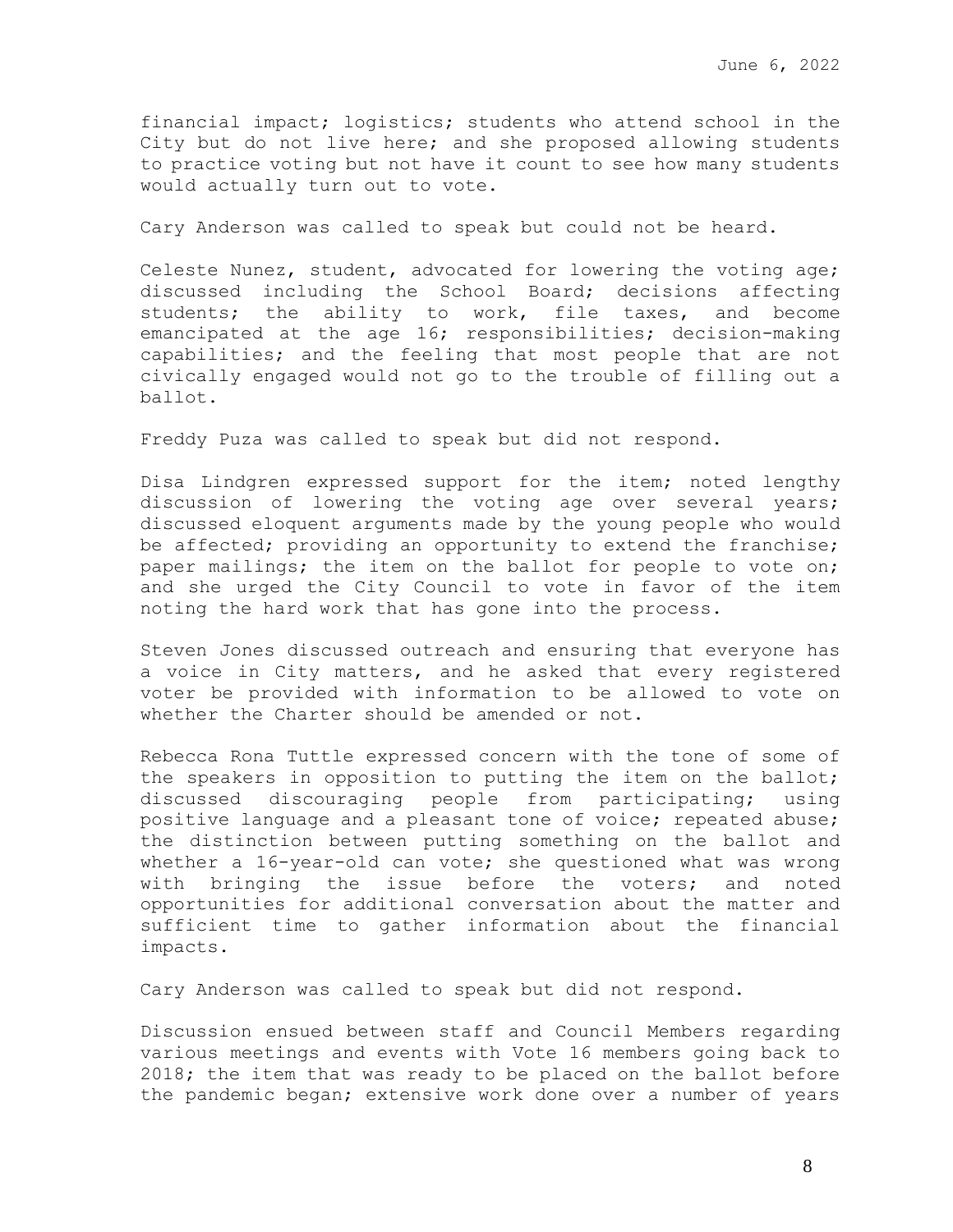financial impact; logistics; students who attend school in the City but do not live here; and she proposed allowing students to practice voting but not have it count to see how many students would actually turn out to vote.

Cary Anderson was called to speak but could not be heard.

Celeste Nunez, student, advocated for lowering the voting age; discussed including the School Board; decisions affecting students; the ability to work, file taxes, and become emancipated at the age 16; responsibilities; decision-making capabilities; and the feeling that most people that are not civically engaged would not go to the trouble of filling out a ballot.

Freddy Puza was called to speak but did not respond.

Disa Lindgren expressed support for the item; noted lengthy discussion of lowering the voting age over several years; discussed eloquent arguments made by the young people who would be affected; providing an opportunity to extend the franchise; paper mailings; the item on the ballot for people to vote on; and she urged the City Council to vote in favor of the item noting the hard work that has gone into the process.

Steven Jones discussed outreach and ensuring that everyone has a voice in City matters, and he asked that every registered voter be provided with information to be allowed to vote on whether the Charter should be amended or not.

Rebecca Rona Tuttle expressed concern with the tone of some of the speakers in opposition to putting the item on the ballot; discussed discouraging people from participating; using positive language and a pleasant tone of voice; repeated abuse; the distinction between putting something on the ballot and whether a 16-year-old can vote; she questioned what was wrong with bringing the issue before the voters; and noted opportunities for additional conversation about the matter and sufficient time to gather information about the financial impacts.

Cary Anderson was called to speak but did not respond.

Discussion ensued between staff and Council Members regarding various meetings and events with Vote 16 members going back to 2018; the item that was ready to be placed on the ballot before the pandemic began; extensive work done over a number of years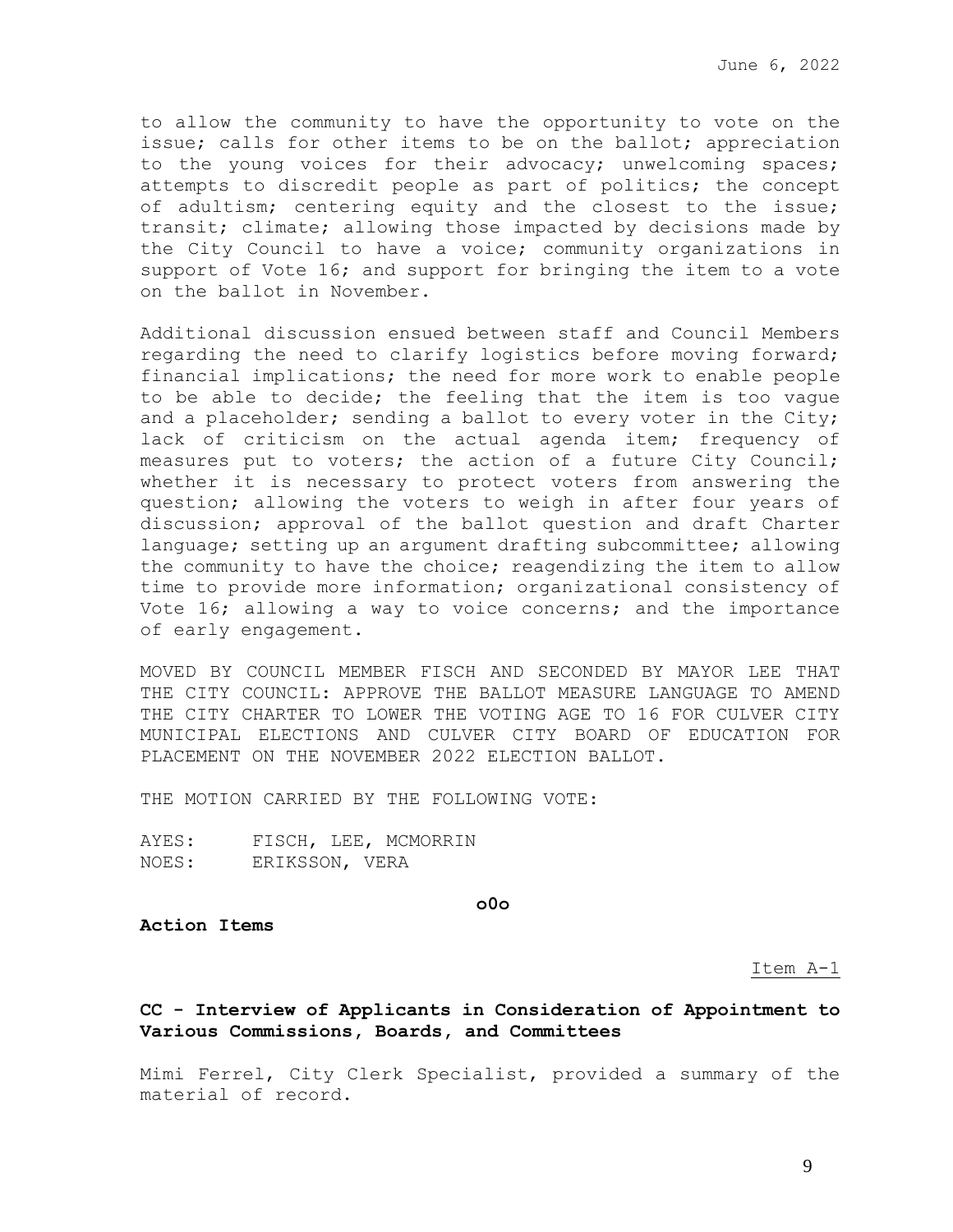to allow the community to have the opportunity to vote on the issue; calls for other items to be on the ballot; appreciation to the young voices for their advocacy; unwelcoming spaces; attempts to discredit people as part of politics; the concept of adultism; centering equity and the closest to the issue; transit; climate; allowing those impacted by decisions made by the City Council to have a voice; community organizations in support of Vote 16; and support for bringing the item to a vote on the ballot in November.

Additional discussion ensued between staff and Council Members regarding the need to clarify logistics before moving forward; financial implications; the need for more work to enable people to be able to decide; the feeling that the item is too vague and a placeholder; sending a ballot to every voter in the City; lack of criticism on the actual agenda item; frequency of measures put to voters; the action of a future City Council; whether it is necessary to protect voters from answering the question; allowing the voters to weigh in after four years of discussion; approval of the ballot question and draft Charter language; setting up an argument drafting subcommittee; allowing the community to have the choice; reagendizing the item to allow time to provide more information; organizational consistency of Vote 16; allowing a way to voice concerns; and the importance of early engagement.

MOVED BY COUNCIL MEMBER FISCH AND SECONDED BY MAYOR LEE THAT THE CITY COUNCIL: APPROVE THE BALLOT MEASURE LANGUAGE TO AMEND THE CITY CHARTER TO LOWER THE VOTING AGE TO 16 FOR CULVER CITY MUNICIPAL ELECTIONS AND CULVER CITY BOARD OF EDUCATION FOR PLACEMENT ON THE NOVEMBER 2022 ELECTION BALLOT.

THE MOTION CARRIED BY THE FOLLOWING VOTE:

AYES: FISCH, LEE, MCMORRIN
NOES: ERIKSSON, VERA

**o0o**

**Action Items**

Item A-1

**CC - Interview of Applicants in Consideration of Appointment to Various Commissions, Boards, and Committees**

Mimi Ferrel, City Clerk Specialist, provided a summary of the material of record.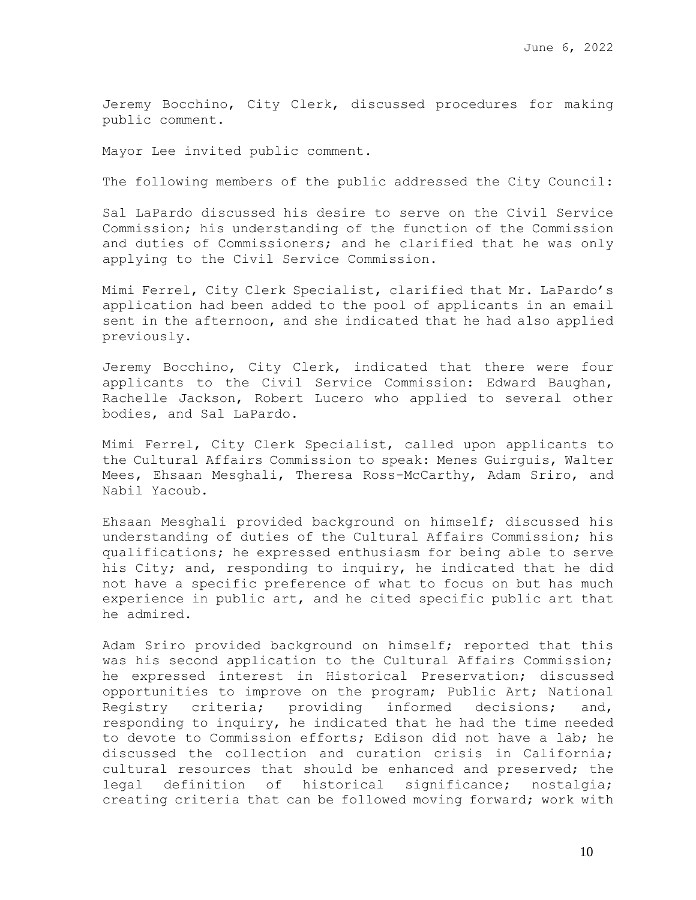Jeremy Bocchino, City Clerk, discussed procedures for making public comment.

Mayor Lee invited public comment.

The following members of the public addressed the City Council:

Sal LaPardo discussed his desire to serve on the Civil Service Commission; his understanding of the function of the Commission and duties of Commissioners; and he clarified that he was only applying to the Civil Service Commission.

Mimi Ferrel, City Clerk Specialist, clarified that Mr. LaPardo's application had been added to the pool of applicants in an email sent in the afternoon, and she indicated that he had also applied previously.

Jeremy Bocchino, City Clerk, indicated that there were four applicants to the Civil Service Commission: Edward Baughan, Rachelle Jackson, Robert Lucero who applied to several other bodies, and Sal LaPardo.

Mimi Ferrel, City Clerk Specialist, called upon applicants to the Cultural Affairs Commission to speak: Menes Guirguis, Walter Mees, Ehsaan Mesghali, Theresa Ross-McCarthy, Adam Sriro, and Nabil Yacoub.

Ehsaan Mesghali provided background on himself; discussed his understanding of duties of the Cultural Affairs Commission; his qualifications; he expressed enthusiasm for being able to serve his City; and, responding to inquiry, he indicated that he did not have a specific preference of what to focus on but has much experience in public art, and he cited specific public art that he admired.

Adam Sriro provided background on himself; reported that this was his second application to the Cultural Affairs Commission; he expressed interest in Historical Preservation; discussed opportunities to improve on the program; Public Art; National Registry criteria; providing informed decisions; and, responding to inquiry, he indicated that he had the time needed to devote to Commission efforts; Edison did not have a lab; he discussed the collection and curation crisis in California; cultural resources that should be enhanced and preserved; the legal definition of historical significance; nostalgia; creating criteria that can be followed moving forward; work with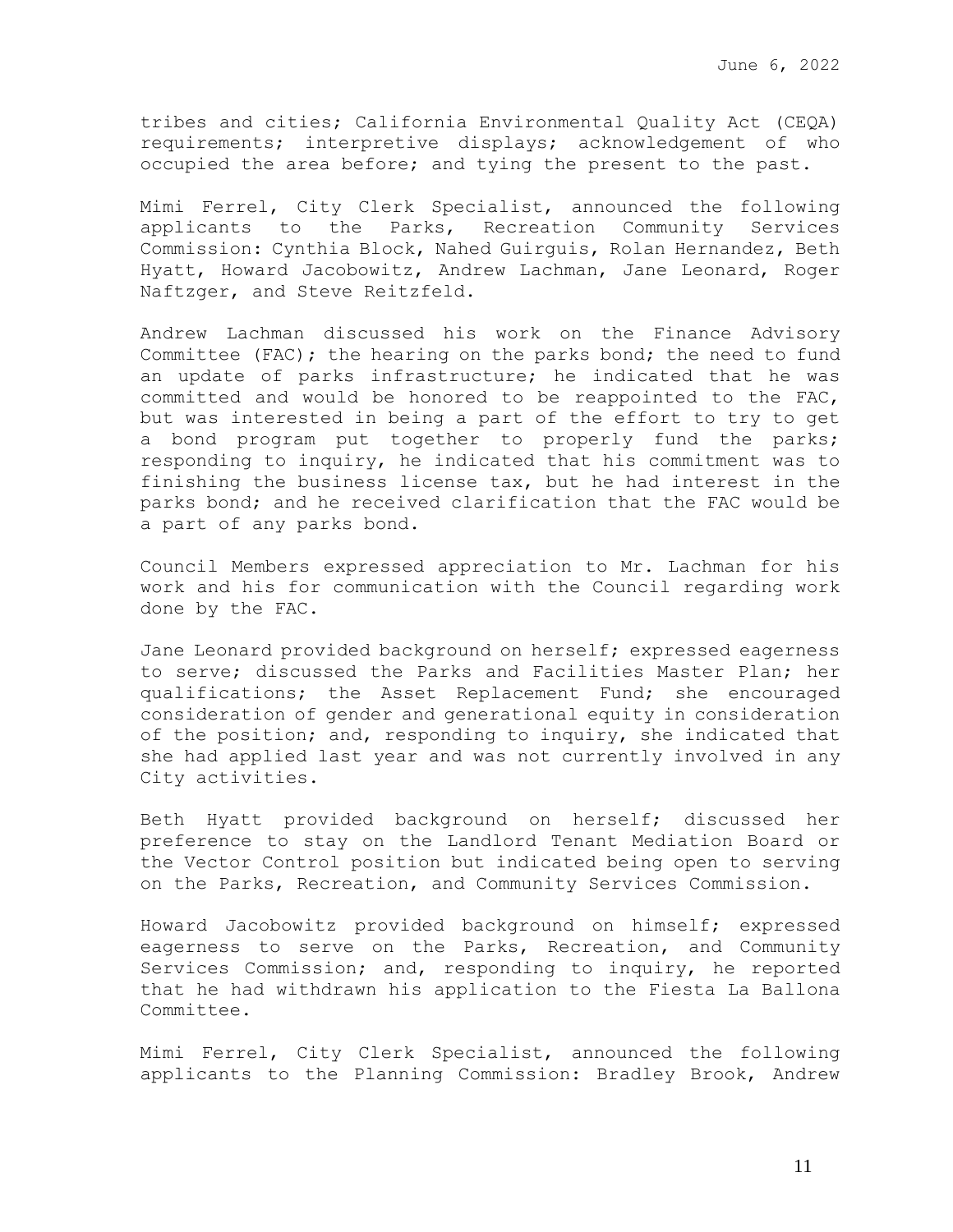tribes and cities; California Environmental Quality Act (CEQA) requirements; interpretive displays; acknowledgement of who occupied the area before; and tying the present to the past.

Mimi Ferrel, City Clerk Specialist, announced the following applicants to the Parks, Recreation Community Services Commission: Cynthia Block, Nahed Guirguis, Rolan Hernandez, Beth Hyatt, Howard Jacobowitz, Andrew Lachman, Jane Leonard, Roger Naftzger, and Steve Reitzfeld.

Andrew Lachman discussed his work on the Finance Advisory Committee (FAC); the hearing on the parks bond; the need to fund an update of parks infrastructure; he indicated that he was committed and would be honored to be reappointed to the FAC, but was interested in being a part of the effort to try to get a bond program put together to properly fund the parks; responding to inquiry, he indicated that his commitment was to finishing the business license tax, but he had interest in the parks bond; and he received clarification that the FAC would be a part of any parks bond.

Council Members expressed appreciation to Mr. Lachman for his work and his for communication with the Council regarding work done by the FAC.

Jane Leonard provided background on herself; expressed eagerness to serve; discussed the Parks and Facilities Master Plan; her qualifications; the Asset Replacement Fund; she encouraged consideration of gender and generational equity in consideration of the position; and, responding to inquiry, she indicated that she had applied last year and was not currently involved in any City activities.

Beth Hyatt provided background on herself; discussed her preference to stay on the Landlord Tenant Mediation Board or the Vector Control position but indicated being open to serving on the Parks, Recreation, and Community Services Commission.

Howard Jacobowitz provided background on himself; expressed eagerness to serve on the Parks, Recreation, and Community Services Commission; and, responding to inquiry, he reported that he had withdrawn his application to the Fiesta La Ballona Committee.

Mimi Ferrel, City Clerk Specialist, announced the following applicants to the Planning Commission: Bradley Brook, Andrew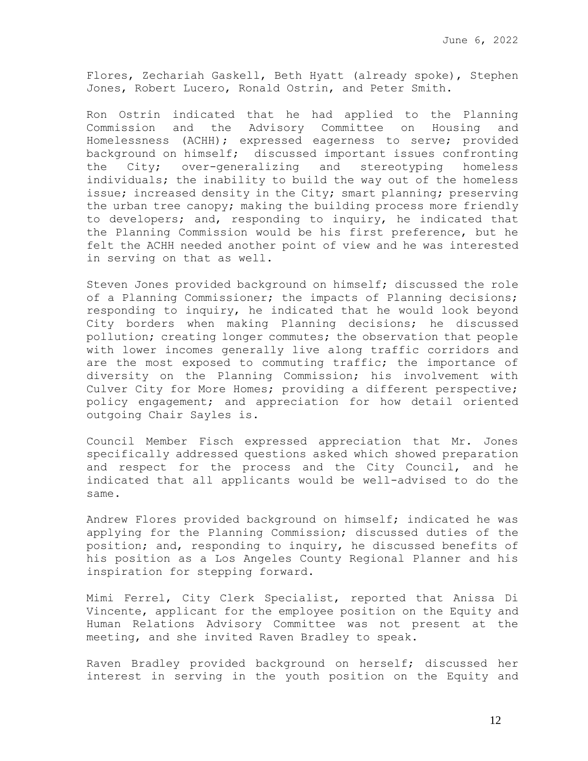Flores, Zechariah Gaskell, Beth Hyatt (already spoke), Stephen Jones, Robert Lucero, Ronald Ostrin, and Peter Smith.

Ron Ostrin indicated that he had applied to the Planning Commission and the Advisory Committee on Housing and Homelessness (ACHH); expressed eagerness to serve; provided background on himself; discussed important issues confronting the City; over-generalizing and stereotyping homeless individuals; the inability to build the way out of the homeless issue; increased density in the City; smart planning; preserving the urban tree canopy; making the building process more friendly to developers; and, responding to inquiry, he indicated that the Planning Commission would be his first preference, but he felt the ACHH needed another point of view and he was interested in serving on that as well.

Steven Jones provided background on himself; discussed the role of a Planning Commissioner; the impacts of Planning decisions; responding to inquiry, he indicated that he would look beyond City borders when making Planning decisions; he discussed pollution; creating longer commutes; the observation that people with lower incomes generally live along traffic corridors and are the most exposed to commuting traffic; the importance of diversity on the Planning Commission; his involvement with Culver City for More Homes; providing a different perspective; policy engagement; and appreciation for how detail oriented outgoing Chair Sayles is.

Council Member Fisch expressed appreciation that Mr. Jones specifically addressed questions asked which showed preparation and respect for the process and the City Council, and he indicated that all applicants would be well-advised to do the same.

Andrew Flores provided background on himself; indicated he was applying for the Planning Commission; discussed duties of the position; and, responding to inquiry, he discussed benefits of his position as a Los Angeles County Regional Planner and his inspiration for stepping forward.

Mimi Ferrel, City Clerk Specialist, reported that Anissa Di Vincente, applicant for the employee position on the Equity and Human Relations Advisory Committee was not present at the meeting, and she invited Raven Bradley to speak.

Raven Bradley provided background on herself; discussed her interest in serving in the youth position on the Equity and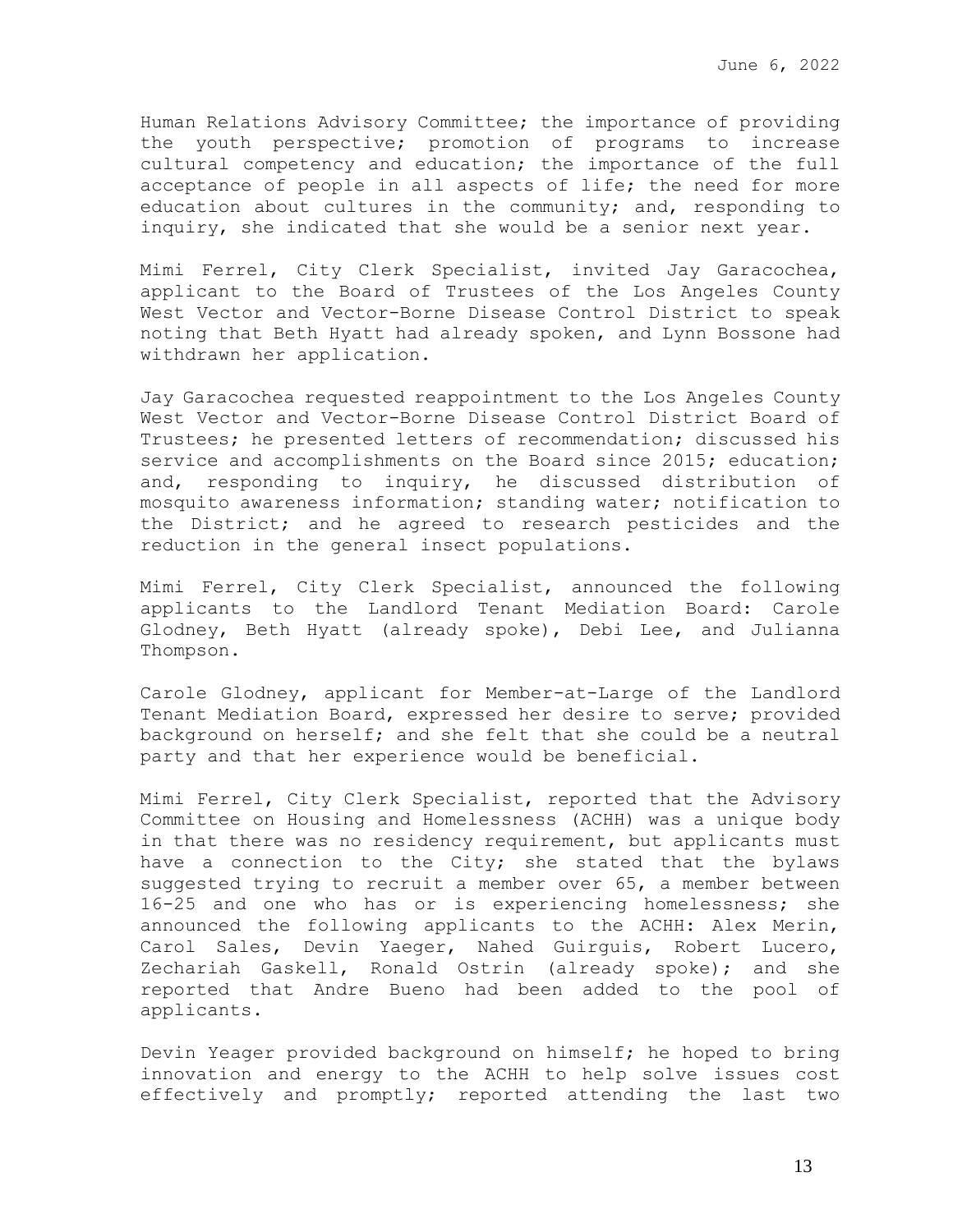Human Relations Advisory Committee; the importance of providing the youth perspective; promotion of programs to increase cultural competency and education; the importance of the full acceptance of people in all aspects of life; the need for more education about cultures in the community; and, responding to inquiry, she indicated that she would be a senior next year.

Mimi Ferrel, City Clerk Specialist, invited Jay Garacochea, applicant to the Board of Trustees of the Los Angeles County West Vector and Vector-Borne Disease Control District to speak noting that Beth Hyatt had already spoken, and Lynn Bossone had withdrawn her application.

Jay Garacochea requested reappointment to the Los Angeles County West Vector and Vector-Borne Disease Control District Board of Trustees; he presented letters of recommendation; discussed his service and accomplishments on the Board since 2015; education; and, responding to inquiry, he discussed distribution of mosquito awareness information; standing water; notification to the District; and he agreed to research pesticides and the reduction in the general insect populations.

Mimi Ferrel, City Clerk Specialist, announced the following applicants to the Landlord Tenant Mediation Board: Carole Glodney, Beth Hyatt (already spoke), Debi Lee, and Julianna Thompson.

Carole Glodney, applicant for Member-at-Large of the Landlord Tenant Mediation Board, expressed her desire to serve; provided background on herself; and she felt that she could be a neutral party and that her experience would be beneficial.

Mimi Ferrel, City Clerk Specialist, reported that the Advisory Committee on Housing and Homelessness (ACHH) was a unique body in that there was no residency requirement, but applicants must have a connection to the City; she stated that the bylaws suggested trying to recruit a member over 65, a member between 16-25 and one who has or is experiencing homelessness; she announced the following applicants to the ACHH: Alex Merin, Carol Sales, Devin Yaeger, Nahed Guirguis, Robert Lucero, Zechariah Gaskell, Ronald Ostrin (already spoke); and she reported that Andre Bueno had been added to the pool of applicants.

Devin Yeager provided background on himself; he hoped to bring innovation and energy to the ACHH to help solve issues cost effectively and promptly; reported attending the last two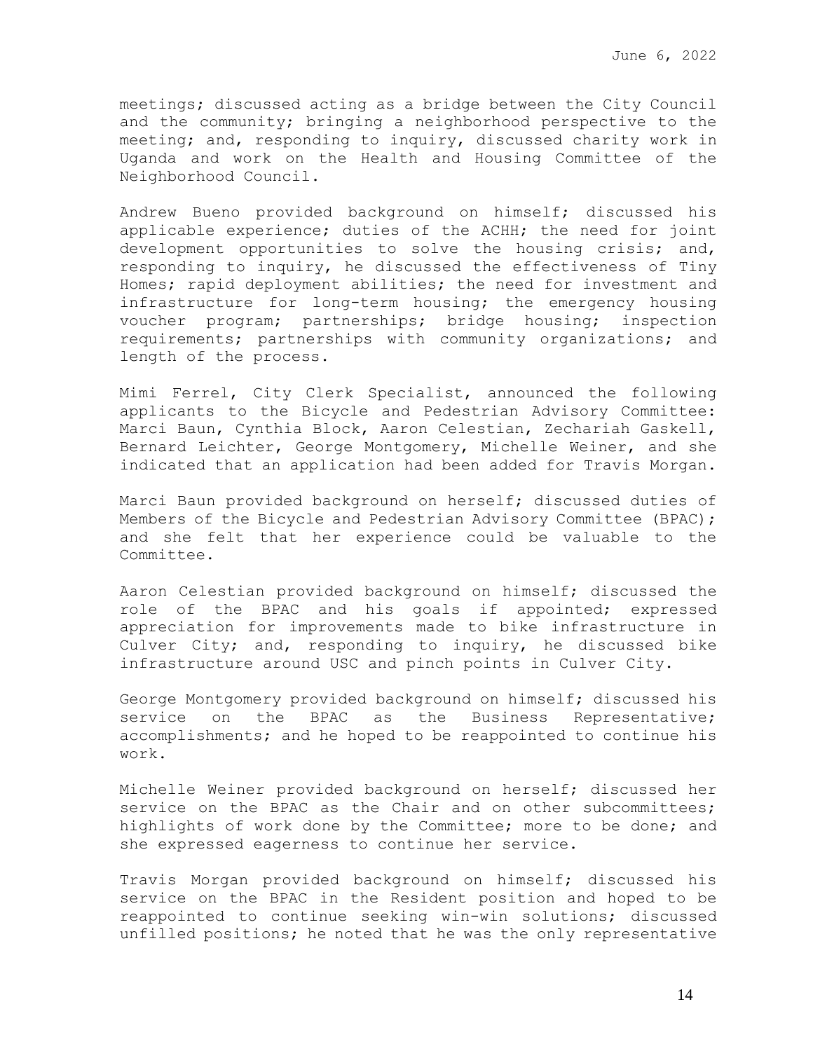meetings; discussed acting as a bridge between the City Council and the community; bringing a neighborhood perspective to the meeting; and, responding to inquiry, discussed charity work in Uganda and work on the Health and Housing Committee of the Neighborhood Council.

Andrew Bueno provided background on himself; discussed his applicable experience; duties of the ACHH; the need for joint development opportunities to solve the housing crisis; and, responding to inquiry, he discussed the effectiveness of Tiny Homes; rapid deployment abilities; the need for investment and infrastructure for long-term housing; the emergency housing voucher program; partnerships; bridge housing; inspection requirements; partnerships with community organizations; and length of the process.

Mimi Ferrel, City Clerk Specialist, announced the following applicants to the Bicycle and Pedestrian Advisory Committee: Marci Baun, Cynthia Block, Aaron Celestian, Zechariah Gaskell, Bernard Leichter, George Montgomery, Michelle Weiner, and she indicated that an application had been added for Travis Morgan.

Marci Baun provided background on herself; discussed duties of Members of the Bicycle and Pedestrian Advisory Committee (BPAC); and she felt that her experience could be valuable to the Committee.

Aaron Celestian provided background on himself; discussed the role of the BPAC and his goals if appointed; expressed appreciation for improvements made to bike infrastructure in Culver City; and, responding to inquiry, he discussed bike infrastructure around USC and pinch points in Culver City.

George Montgomery provided background on himself; discussed his service on the BPAC as the Business Representative; accomplishments; and he hoped to be reappointed to continue his work.

Michelle Weiner provided background on herself; discussed her service on the BPAC as the Chair and on other subcommittees; highlights of work done by the Committee; more to be done; and she expressed eagerness to continue her service.

Travis Morgan provided background on himself; discussed his service on the BPAC in the Resident position and hoped to be reappointed to continue seeking win-win solutions; discussed unfilled positions; he noted that he was the only representative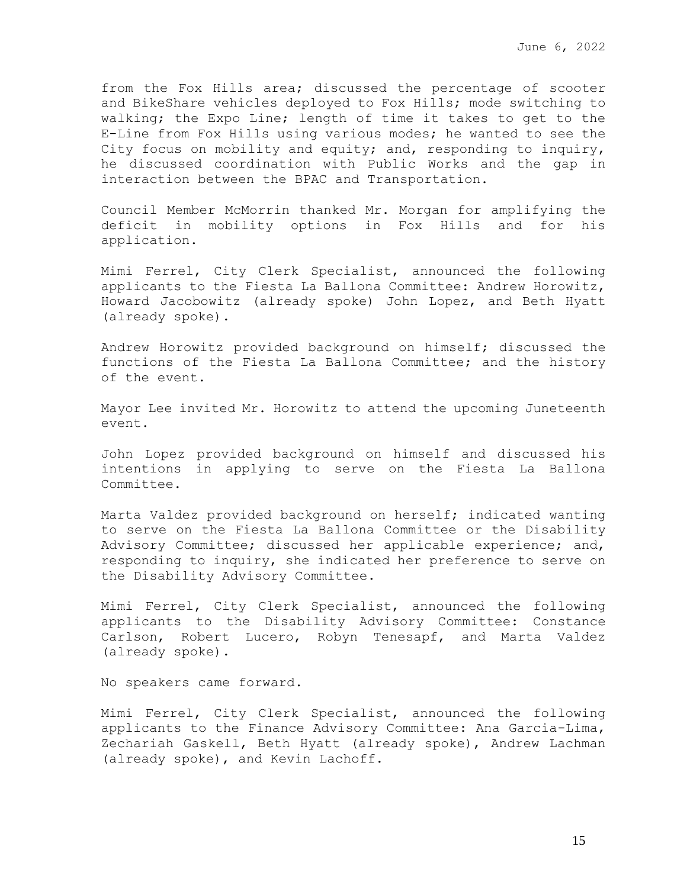from the Fox Hills area; discussed the percentage of scooter and BikeShare vehicles deployed to Fox Hills; mode switching to walking; the Expo Line; length of time it takes to get to the E-Line from Fox Hills using various modes; he wanted to see the City focus on mobility and equity; and, responding to inquiry, he discussed coordination with Public Works and the gap in interaction between the BPAC and Transportation.

Council Member McMorrin thanked Mr. Morgan for amplifying the deficit in mobility options in Fox Hills and for his application.

Mimi Ferrel, City Clerk Specialist, announced the following applicants to the Fiesta La Ballona Committee: Andrew Horowitz, Howard Jacobowitz (already spoke) John Lopez, and Beth Hyatt (already spoke).

Andrew Horowitz provided background on himself; discussed the functions of the Fiesta La Ballona Committee; and the history of the event.

Mayor Lee invited Mr. Horowitz to attend the upcoming Juneteenth event.

John Lopez provided background on himself and discussed his intentions in applying to serve on the Fiesta La Ballona Committee.

Marta Valdez provided background on herself; indicated wanting to serve on the Fiesta La Ballona Committee or the Disability Advisory Committee; discussed her applicable experience; and, responding to inquiry, she indicated her preference to serve on the Disability Advisory Committee.

Mimi Ferrel, City Clerk Specialist, announced the following applicants to the Disability Advisory Committee: Constance Carlson, Robert Lucero, Robyn Tenesapf, and Marta Valdez (already spoke).

No speakers came forward.

Mimi Ferrel, City Clerk Specialist, announced the following applicants to the Finance Advisory Committee: Ana Garcia-Lima, Zechariah Gaskell, Beth Hyatt (already spoke), Andrew Lachman (already spoke), and Kevin Lachoff.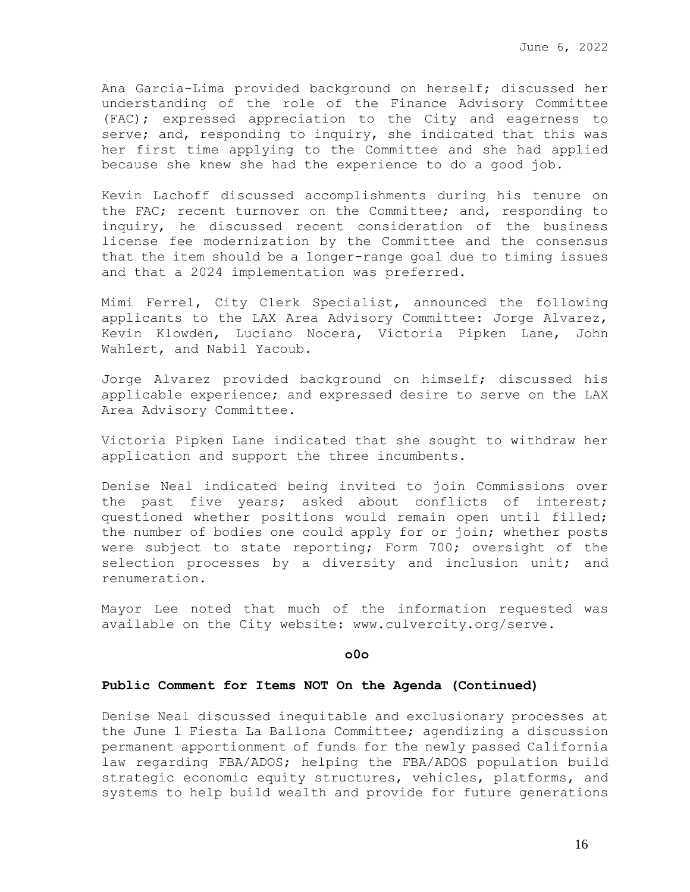Ana Garcia-Lima provided background on herself; discussed her understanding of the role of the Finance Advisory Committee (FAC); expressed appreciation to the City and eagerness to serve; and, responding to inquiry, she indicated that this was her first time applying to the Committee and she had applied because she knew she had the experience to do a good job.

Kevin Lachoff discussed accomplishments during his tenure on the FAC; recent turnover on the Committee; and, responding to inquiry, he discussed recent consideration of the business license fee modernization by the Committee and the consensus that the item should be a longer-range goal due to timing issues and that a 2024 implementation was preferred.

Mimi Ferrel, City Clerk Specialist, announced the following applicants to the LAX Area Advisory Committee: Jorge Alvarez, Kevin Klowden, Luciano Nocera, Victoria Pipken Lane, John Wahlert, and Nabil Yacoub.

Jorge Alvarez provided background on himself; discussed his applicable experience; and expressed desire to serve on the LAX Area Advisory Committee.

Victoria Pipken Lane indicated that she sought to withdraw her application and support the three incumbents.

Denise Neal indicated being invited to join Commissions over the past five years; asked about conflicts of interest; questioned whether positions would remain open until filled; the number of bodies one could apply for or join; whether posts were subject to state reporting; Form 700; oversight of the selection processes by a diversity and inclusion unit; and renumeration.

Mayor Lee noted that much of the information requested was available on the City website: www.culvercity.org/serve.

**o0o**

**Public Comment for Items NOT On the Agenda (Continued)**

Denise Neal discussed inequitable and exclusionary processes at the June 1 Fiesta La Ballona Committee; agendizing a discussion permanent apportionment of funds for the newly passed California law regarding FBA/ADOS; helping the FBA/ADOS population build strategic economic equity structures, vehicles, platforms, and systems to help build wealth and provide for future generations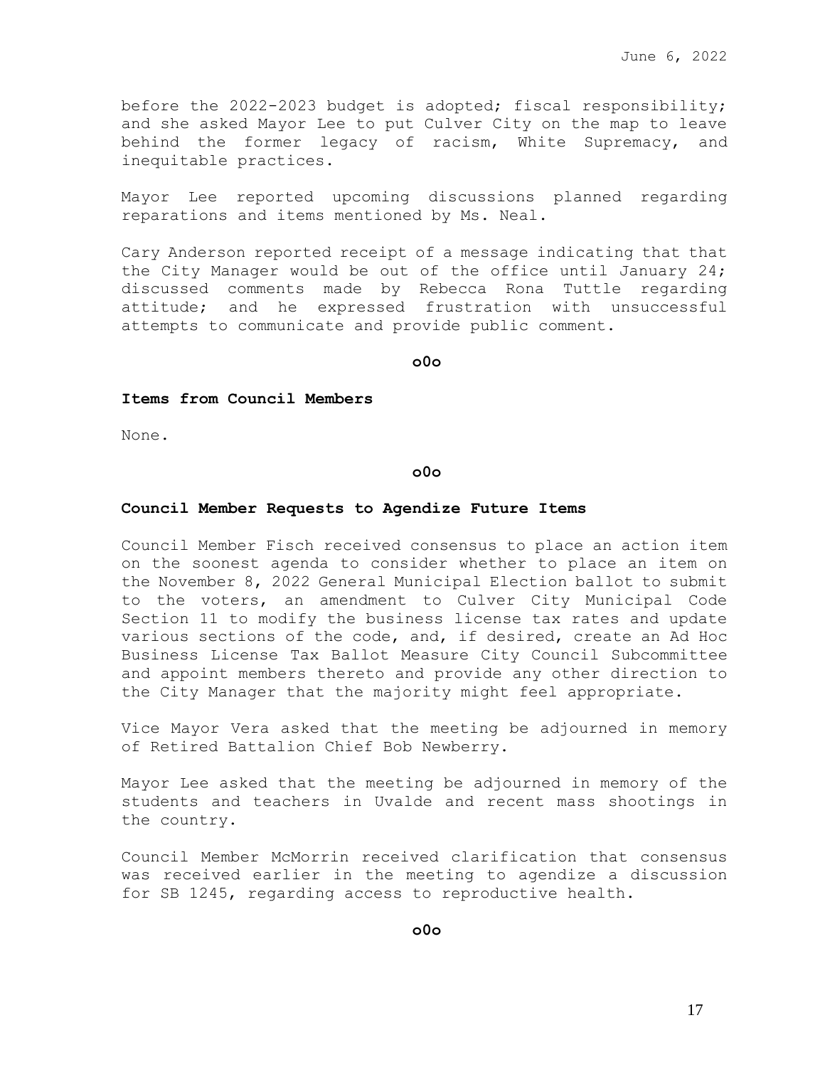before the 2022-2023 budget is adopted; fiscal responsibility; and she asked Mayor Lee to put Culver City on the map to leave behind the former legacy of racism, White Supremacy, and inequitable practices.

Mayor Lee reported upcoming discussions planned regarding reparations and items mentioned by Ms. Neal.

Cary Anderson reported receipt of a message indicating that that the City Manager would be out of the office until January 24; discussed comments made by Rebecca Rona Tuttle regarding attitude; and he expressed frustration with unsuccessful attempts to communicate and provide public comment.

**o0o**

**Items from Council Members**

None.

**o0o**

**Council Member Requests to Agendize Future Items**

Council Member Fisch received consensus to place an action item on the soonest agenda to consider whether to place an item on the November 8, 2022 General Municipal Election ballot to submit to the voters, an amendment to Culver City Municipal Code Section 11 to modify the business license tax rates and update various sections of the code, and, if desired, create an Ad Hoc Business License Tax Ballot Measure City Council Subcommittee and appoint members thereto and provide any other direction to the City Manager that the majority might feel appropriate.

Vice Mayor Vera asked that the meeting be adjourned in memory of Retired Battalion Chief Bob Newberry.

Mayor Lee asked that the meeting be adjourned in memory of the students and teachers in Uvalde and recent mass shootings in the country.

Council Member McMorrin received clarification that consensus was received earlier in the meeting to agendize a discussion for SB 1245, regarding access to reproductive health.

**o0o**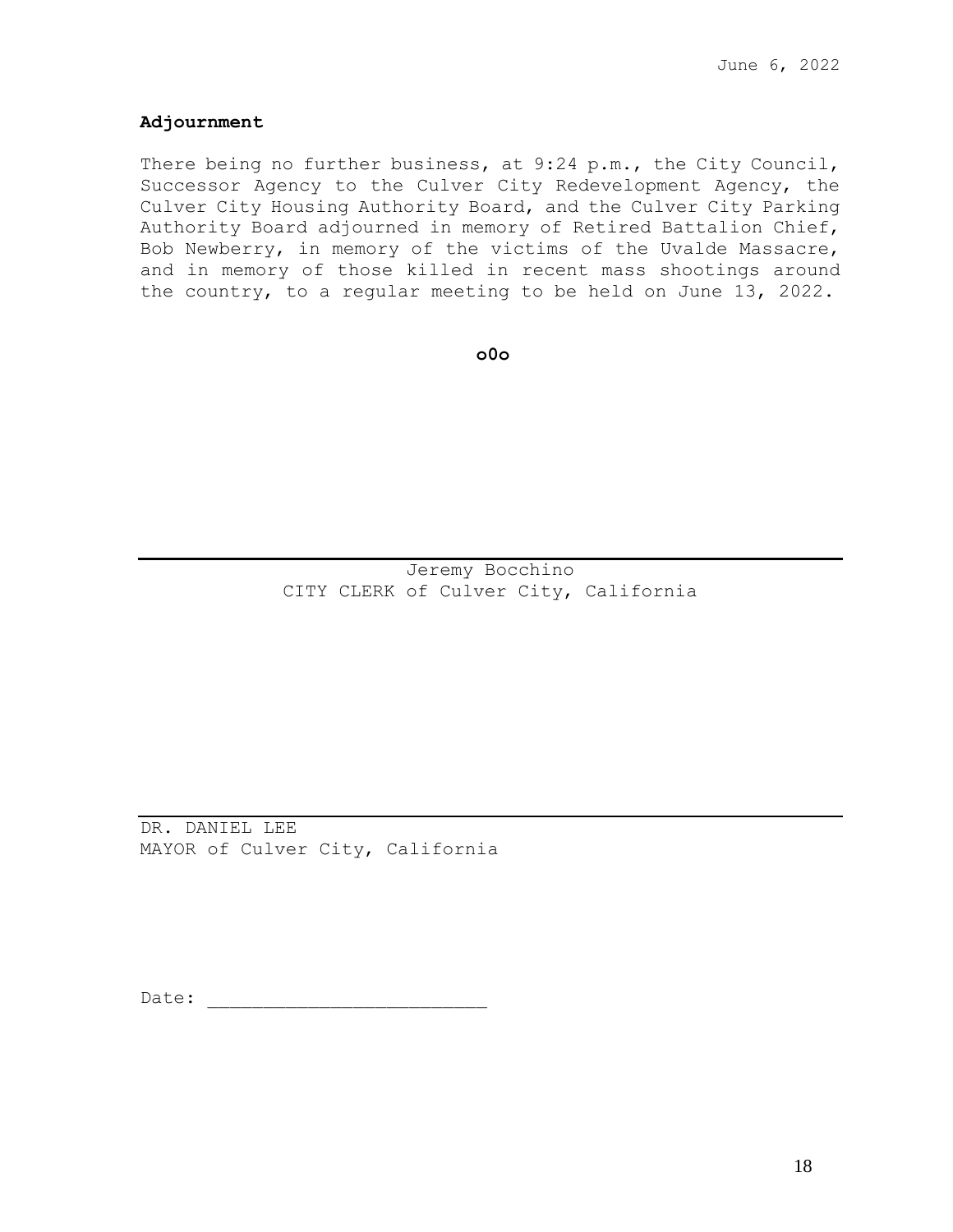**Adjournment**

There being no further business, at 9:24 p.m., the City Council, Successor Agency to the Culver City Redevelopment Agency, the Culver City Housing Authority Board, and the Culver City Parking Authority Board adjourned in memory of Retired Battalion Chief, Bob Newberry, in memory of the victims of the Uvalde Massacre, and in memory of those killed in recent mass shootings around the country, to a regular meeting to be held on June 13, 2022.

**o0o**

---

Jeremy Bocchino
CITY CLERK of Culver City, California

---

DR. DANIEL LEE
MAYOR of Culver City, California

Date: ________________________